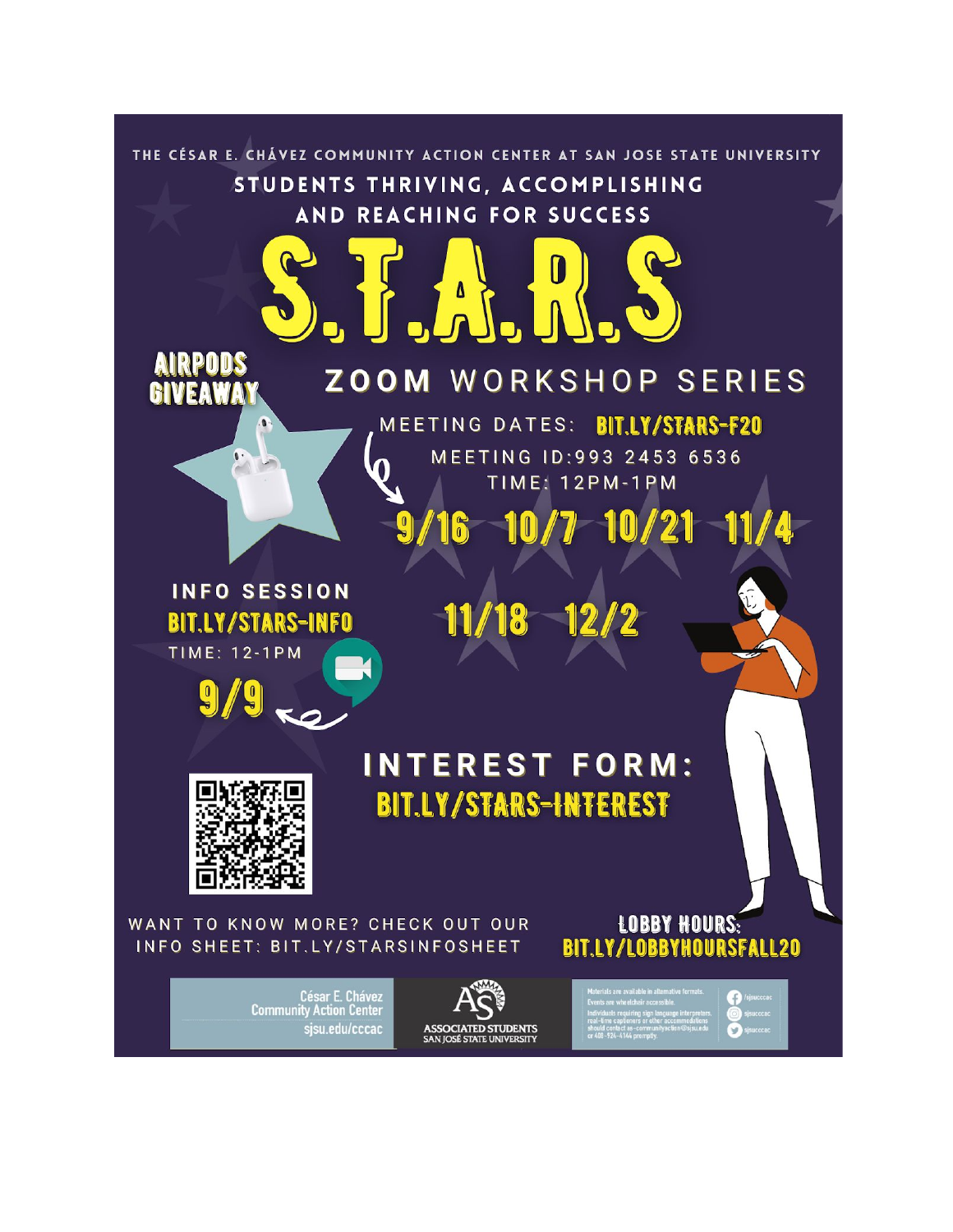THE CÉSAR E. CHÁVEZ COMMUNITY ACTION CENTER AT SAN JOSE STATE UNIVERSITY

## STUDENTS THRIVING, ACCOMPLISHING AND REACHING FOR SUCCESS

# S.T.A.R.S

**AIRPODS GIVEAWAY**

## ZOOM WORKSHOP SERIES

MEETING DATES: **BIT.LY/STARS-F20**

MEETING ID:993 2453 6536

TIME: 12PM-1PM

**9/16 10/7 10/21 11/4**

**11/18 12/2**

## INFO SESSION

**BIT.LY/STARS-INFO**

TIME: 12-1PM

**9/9**

## INTEREST FORM:

**BIT.LY/STARS-INTEREST**

WANT TO KNOW MORE? CHECK OUT OUR INFO SHEET: BIT.LY/STARSINFOSHEET

**LOBBY HOURS: BIT.LY/LOBBYHOURSFALL20**

César E. Chávez Community Action Center
sjsu.edu/cccac

ASSOCIATED STUDENTS
SAN JOSÉ STATE UNIVERSITY

Materials are available in alternative formats. Events are wheelchair accessible. Individuals requiring sign language interpreters, real-time captioners or other accommodations should contact as-communityaction@sjsu.edu or 408-924-6144 promptly.

/sjsucccac
sjsucccac
sjsucccac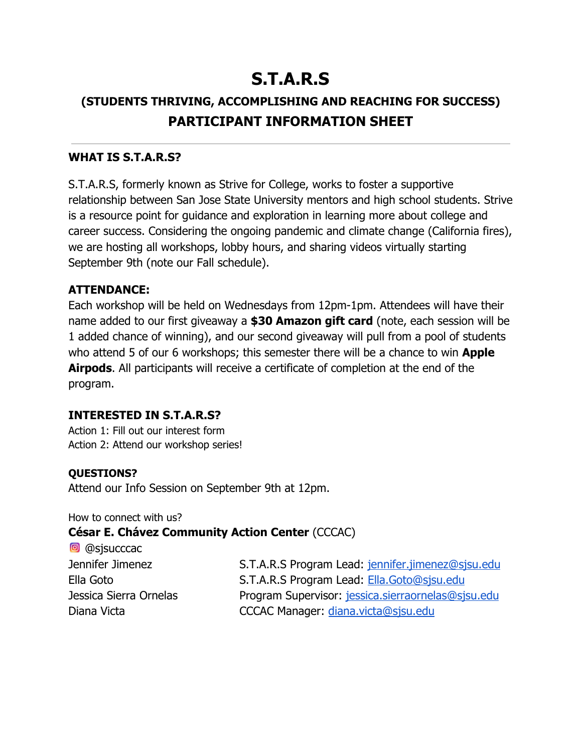# S.T.A.R.S

## (STUDENTS THRIVING, ACCOMPLISHING AND REACHING FOR SUCCESS)

## PARTICIPANT INFORMATION SHEET

---

**WHAT IS S.T.A.R.S?**

S.T.A.R.S, formerly known as Strive for College, works to foster a supportive relationship between San Jose State University mentors and high school students. Strive is a resource point for guidance and exploration in learning more about college and career success. Considering the ongoing pandemic and climate change (California fires), we are hosting all workshops, lobby hours, and sharing videos virtually starting September 9th (note our Fall schedule).

**ATTENDANCE:**

Each workshop will be held on Wednesdays from 12pm-1pm. Attendees will have their name added to our first giveaway a **$30 Amazon gift card** (note, each session will be 1 added chance of winning), and our second giveaway will pull from a pool of students who attend 5 of our 6 workshops; this semester there will be a chance to win **Apple Airpods**. All participants will receive a certificate of completion at the end of the program.

**INTERESTED IN S.T.A.R.S?**

Action 1: Fill out our interest form
Action 2: Attend our workshop series!

**QUESTIONS?**

Attend our Info Session on September 9th at 12pm.

How to connect with us?

**César E. Chávez Community Action Center** (CCCAC)

@sjsucccac

| | |
|---|---|
| Jennifer Jimenez | S.T.A.R.S Program Lead: jennifer.jimenez@sjsu.edu |
| Ella Goto | S.T.A.R.S Program Lead: Ella.Goto@sjsu.edu |
| Jessica Sierra Ornelas | Program Supervisor: jessica.sierraornelas@sjsu.edu |
| Diana Victa | CCCAC Manager: diana.victa@sjsu.edu |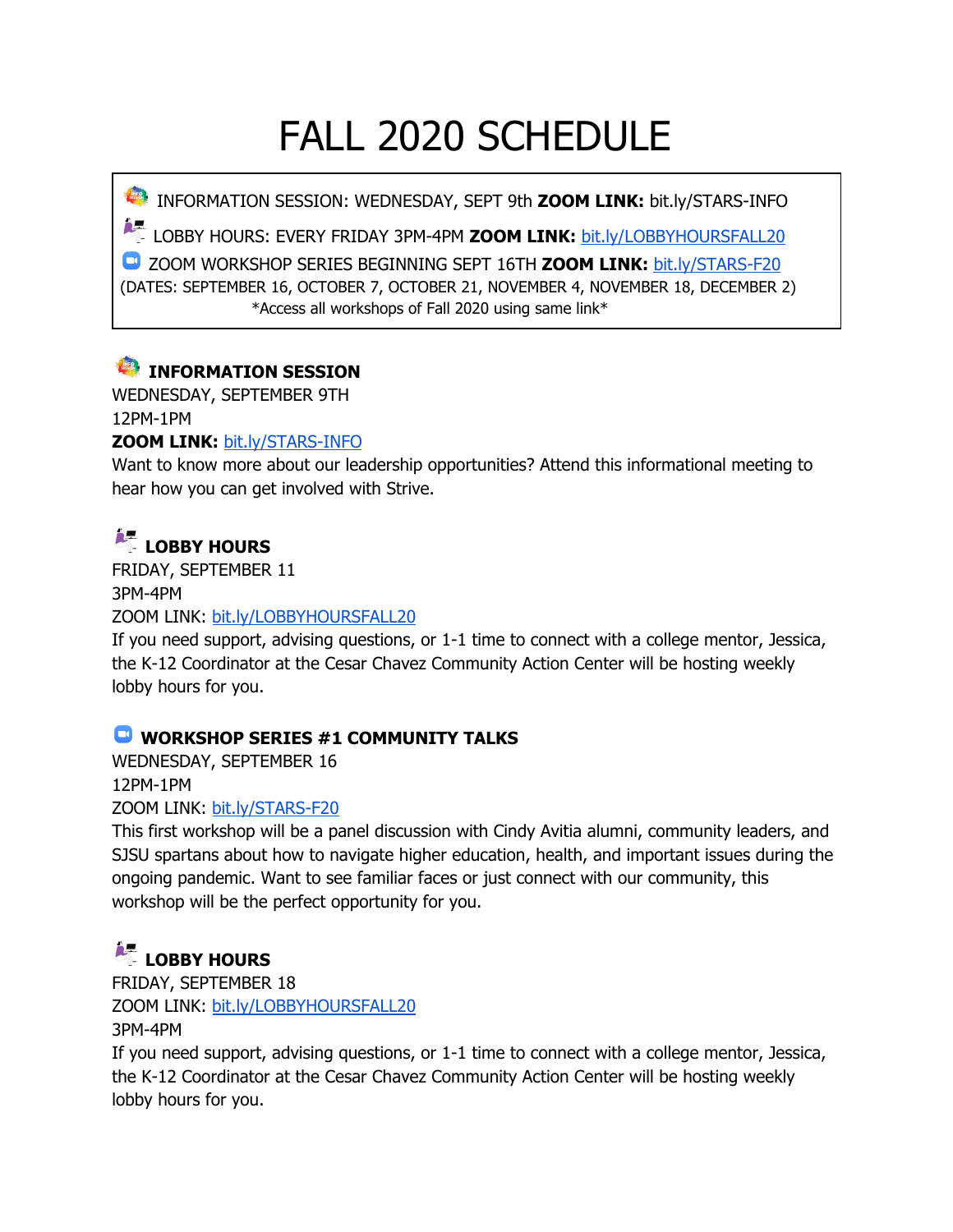# FALL 2020 SCHEDULE

INFORMATION SESSION: WEDNESDAY, SEPT 9th **ZOOM LINK:** bit.ly/STARS-INFO

LOBBY HOURS: EVERY FRIDAY 3PM-4PM **ZOOM LINK:** bit.ly/LOBBYHOURSFALL20

ZOOM WORKSHOP SERIES BEGINNING SEPT 16TH **ZOOM LINK:** bit.ly/STARS-F20

(DATES: SEPTEMBER 16, OCTOBER 7, OCTOBER 21, NOVEMBER 4, NOVEMBER 18, DECEMBER 2)

*Access all workshops of Fall 2020 using same link*

### INFORMATION SESSION

WEDNESDAY, SEPTEMBER 9TH

12PM-1PM

**ZOOM LINK:** bit.ly/STARS-INFO

Want to know more about our leadership opportunities? Attend this informational meeting to hear how you can get involved with Strive.

### LOBBY HOURS

FRIDAY, SEPTEMBER 11

3PM-4PM

ZOOM LINK: bit.ly/LOBBYHOURSFALL20

If you need support, advising questions, or 1-1 time to connect with a college mentor, Jessica, the K-12 Coordinator at the Cesar Chavez Community Action Center will be hosting weekly lobby hours for you.

### WORKSHOP SERIES #1 COMMUNITY TALKS

WEDNESDAY, SEPTEMBER 16

12PM-1PM

ZOOM LINK: bit.ly/STARS-F20

This first workshop will be a panel discussion with Cindy Avitia alumni, community leaders, and SJSU spartans about how to navigate higher education, health, and important issues during the ongoing pandemic. Want to see familiar faces or just connect with our community, this workshop will be the perfect opportunity for you.

### LOBBY HOURS

FRIDAY, SEPTEMBER 18

ZOOM LINK: bit.ly/LOBBYHOURSFALL20

3PM-4PM

If you need support, advising questions, or 1-1 time to connect with a college mentor, Jessica, the K-12 Coordinator at the Cesar Chavez Community Action Center will be hosting weekly lobby hours for you.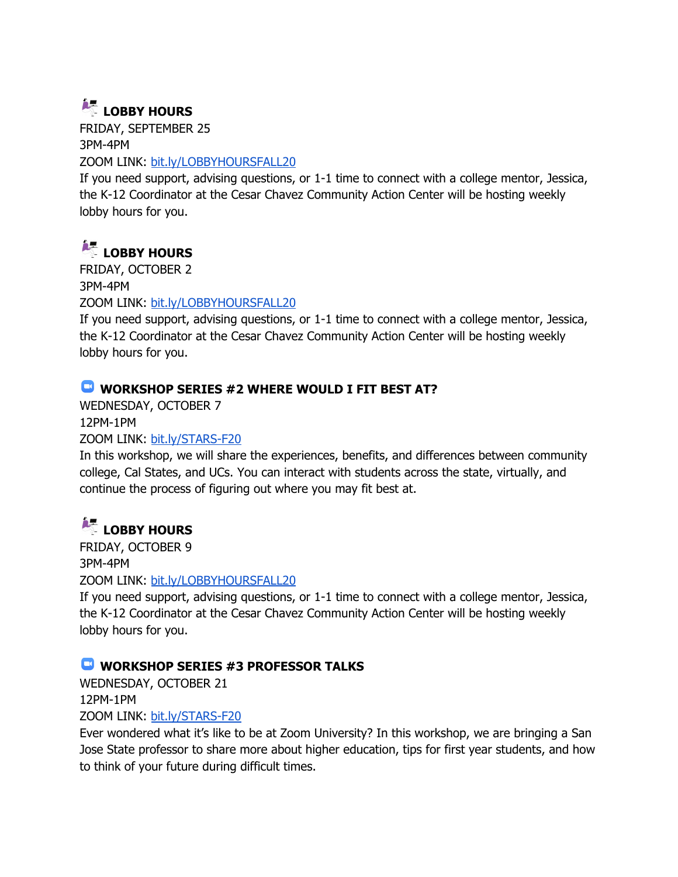### LOBBY HOURS

FRIDAY, SEPTEMBER 25
3PM-4PM
ZOOM LINK: bit.ly/LOBBYHOURSFALL20
If you need support, advising questions, or 1-1 time to connect with a college mentor, Jessica, the K-12 Coordinator at the Cesar Chavez Community Action Center will be hosting weekly lobby hours for you.

### LOBBY HOURS

FRIDAY, OCTOBER 2
3PM-4PM
ZOOM LINK: bit.ly/LOBBYHOURSFALL20
If you need support, advising questions, or 1-1 time to connect with a college mentor, Jessica, the K-12 Coordinator at the Cesar Chavez Community Action Center will be hosting weekly lobby hours for you.

### WORKSHOP SERIES #2 WHERE WOULD I FIT BEST AT?

WEDNESDAY, OCTOBER 7
12PM-1PM
ZOOM LINK: bit.ly/STARS-F20
In this workshop, we will share the experiences, benefits, and differences between community college, Cal States, and UCs. You can interact with students across the state, virtually, and continue the process of figuring out where you may fit best at.

### LOBBY HOURS

FRIDAY, OCTOBER 9
3PM-4PM
ZOOM LINK: bit.ly/LOBBYHOURSFALL20
If you need support, advising questions, or 1-1 time to connect with a college mentor, Jessica, the K-12 Coordinator at the Cesar Chavez Community Action Center will be hosting weekly lobby hours for you.

### WORKSHOP SERIES #3 PROFESSOR TALKS

WEDNESDAY, OCTOBER 21
12PM-1PM
ZOOM LINK: bit.ly/STARS-F20
Ever wondered what it's like to be at Zoom University? In this workshop, we are bringing a San Jose State professor to share more about higher education, tips for first year students, and how to think of your future during difficult times.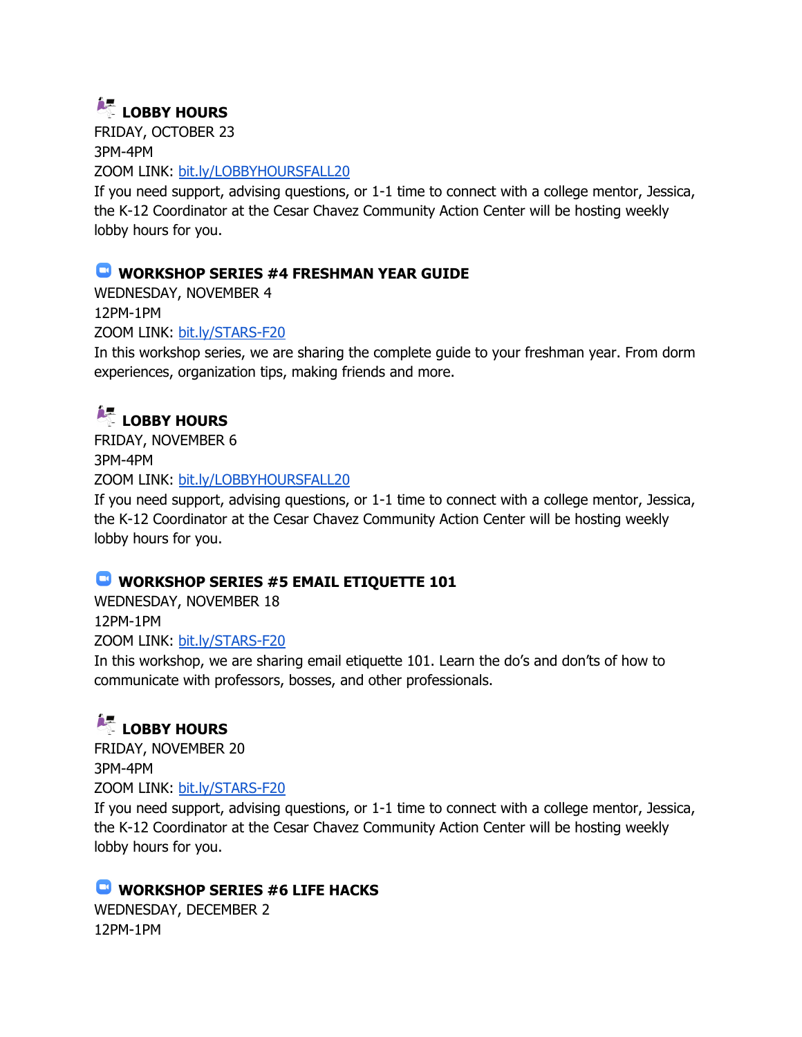### LOBBY HOURS

FRIDAY, OCTOBER 23
3PM-4PM
ZOOM LINK: bit.ly/LOBBYHOURSFALL20
If you need support, advising questions, or 1-1 time to connect with a college mentor, Jessica, the K-12 Coordinator at the Cesar Chavez Community Action Center will be hosting weekly lobby hours for you.

### WORKSHOP SERIES #4 FRESHMAN YEAR GUIDE

WEDNESDAY, NOVEMBER 4
12PM-1PM
ZOOM LINK: bit.ly/STARS-F20
In this workshop series, we are sharing the complete guide to your freshman year. From dorm experiences, organization tips, making friends and more.

### LOBBY HOURS

FRIDAY, NOVEMBER 6
3PM-4PM
ZOOM LINK: bit.ly/LOBBYHOURSFALL20
If you need support, advising questions, or 1-1 time to connect with a college mentor, Jessica, the K-12 Coordinator at the Cesar Chavez Community Action Center will be hosting weekly lobby hours for you.

### WORKSHOP SERIES #5 EMAIL ETIQUETTE 101

WEDNESDAY, NOVEMBER 18
12PM-1PM
ZOOM LINK: bit.ly/STARS-F20
In this workshop, we are sharing email etiquette 101. Learn the do's and don'ts of how to communicate with professors, bosses, and other professionals.

### LOBBY HOURS

FRIDAY, NOVEMBER 20
3PM-4PM
ZOOM LINK: bit.ly/STARS-F20
If you need support, advising questions, or 1-1 time to connect with a college mentor, Jessica, the K-12 Coordinator at the Cesar Chavez Community Action Center will be hosting weekly lobby hours for you.

### WORKSHOP SERIES #6 LIFE HACKS

WEDNESDAY, DECEMBER 2
12PM-1PM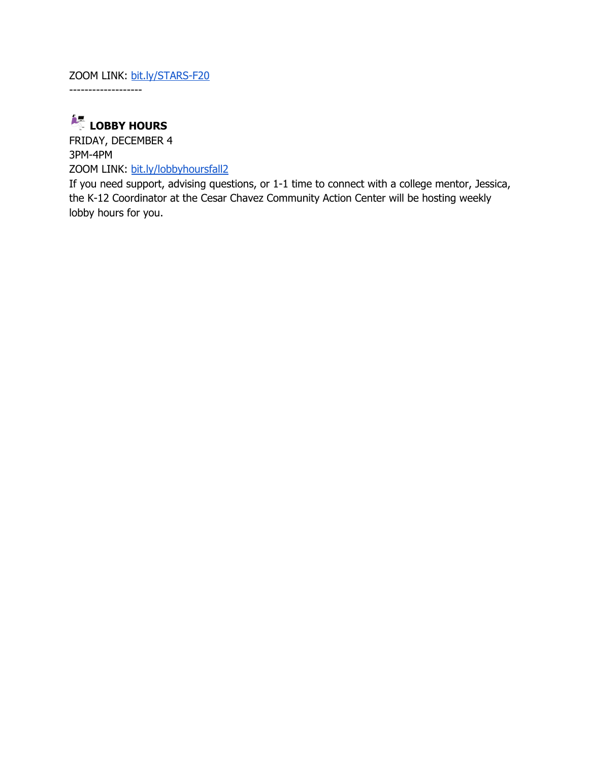ZOOM LINK: bit.ly/STARS-F20
-------------------

**LOBBY HOURS**
FRIDAY, DECEMBER 4
3PM-4PM
ZOOM LINK: bit.ly/lobbyhoursfall2
If you need support, advising questions, or 1-1 time to connect with a college mentor, Jessica, the K-12 Coordinator at the Cesar Chavez Community Action Center will be hosting weekly lobby hours for you.